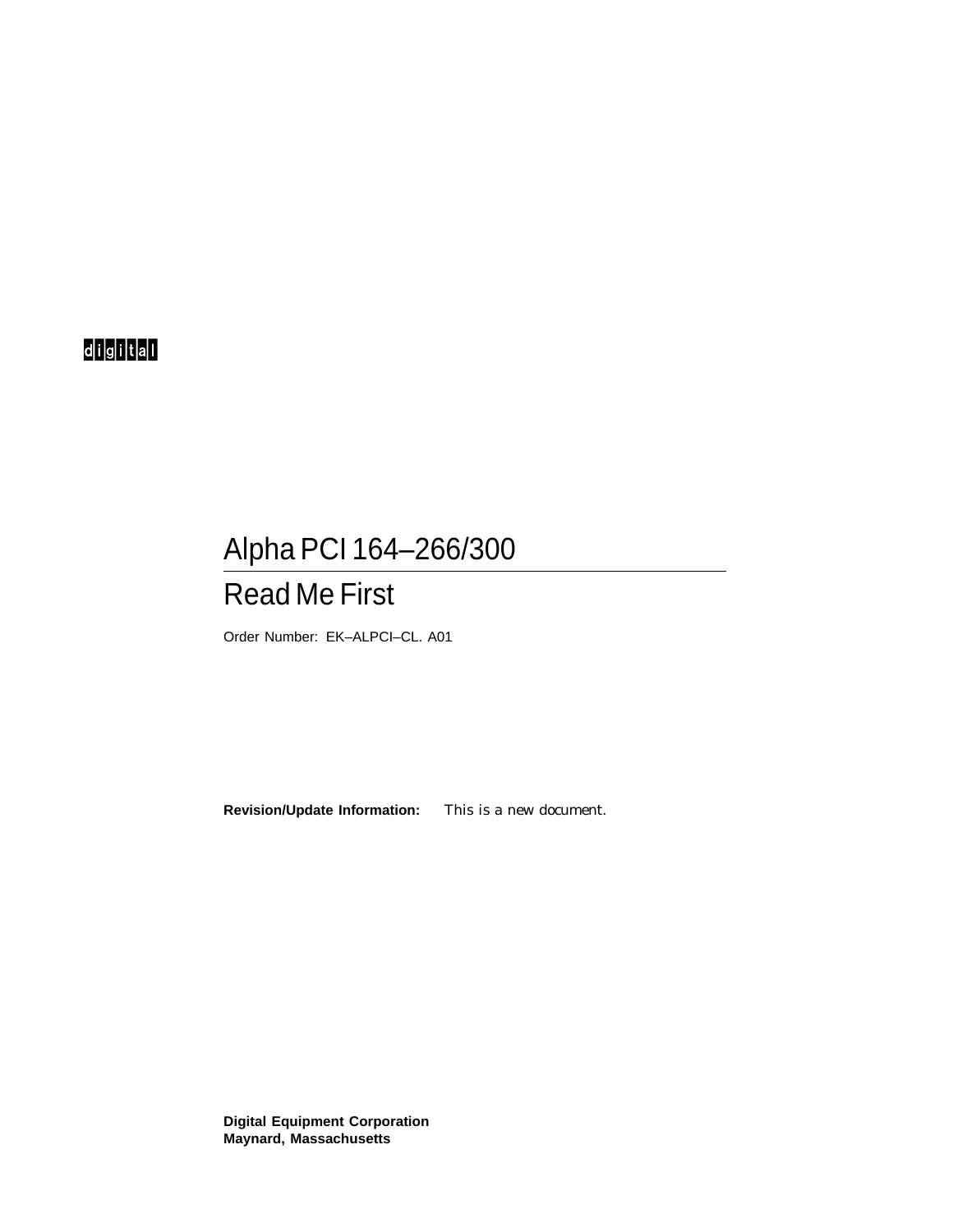digital

# Alpha PCI 164–266/300

## Read Me First

Order Number: EK–ALPCI–CL. A01

**Revision/Update Information:** This is a new document.

**Digital Equipment Corporation**
**Maynard, Massachusetts**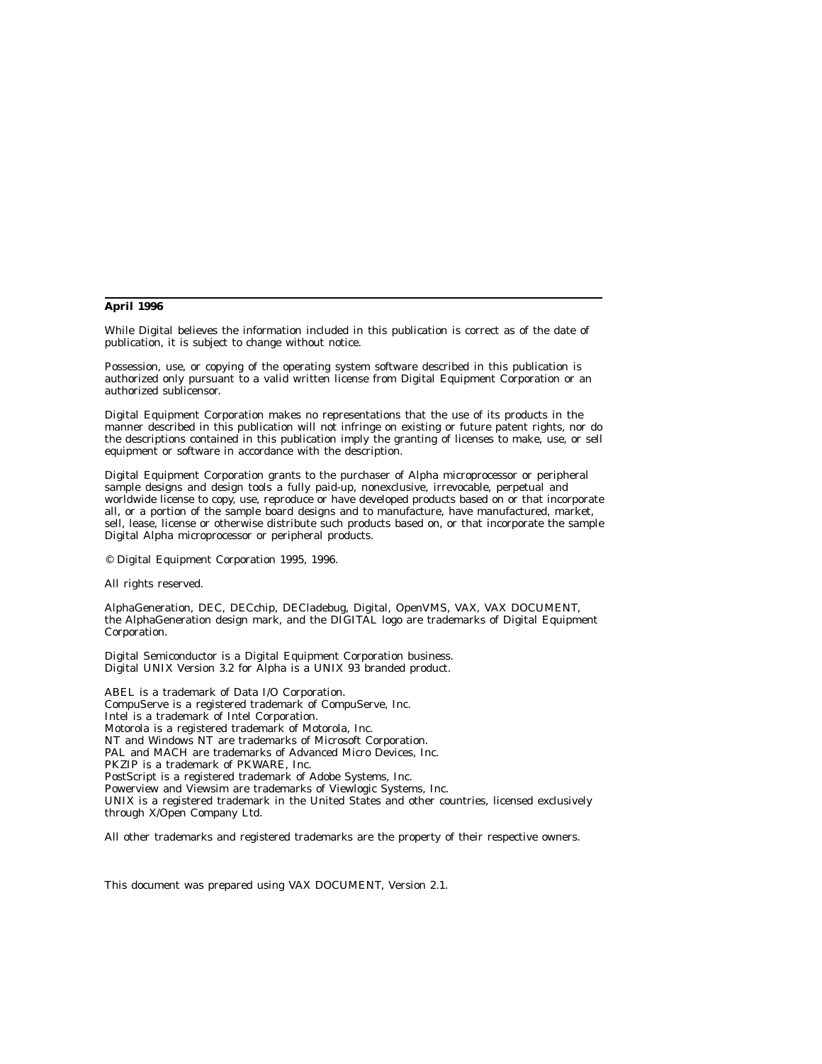**April 1996**

While Digital believes the information included in this publication is correct as of the date of publication, it is subject to change without notice.

Possession, use, or copying of the operating system software described in this publication is authorized only pursuant to a valid written license from Digital Equipment Corporation or an authorized sublicensor.

Digital Equipment Corporation makes no representations that the use of its products in the manner described in this publication will not infringe on existing or future patent rights, nor do the descriptions contained in this publication imply the granting of licenses to make, use, or sell equipment or software in accordance with the description.

Digital Equipment Corporation grants to the purchaser of Alpha microprocessor or peripheral sample designs and design tools a fully paid-up, nonexclusive, irrevocable, perpetual and worldwide license to copy, use, reproduce or have developed products based on or that incorporate all, or a portion of the sample board designs and to manufacture, have manufactured, market, sell, lease, license or otherwise distribute such products based on, or that incorporate the sample Digital Alpha microprocessor or peripheral products.

© Digital Equipment Corporation 1995, 1996.

All rights reserved.

AlphaGeneration, DEC, DECchip, DECladebug, Digital, OpenVMS, VAX, VAX DOCUMENT, the AlphaGeneration design mark, and the DIGITAL logo are trademarks of Digital Equipment Corporation.

Digital Semiconductor is a Digital Equipment Corporation business.
Digital UNIX Version 3.2 for Alpha is a UNIX 93 branded product.

ABEL is a trademark of Data I/O Corporation.
CompuServe is a registered trademark of CompuServe, Inc.
Intel is a trademark of Intel Corporation.
Motorola is a registered trademark of Motorola, Inc.
NT and Windows NT are trademarks of Microsoft Corporation.
PAL and MACH are trademarks of Advanced Micro Devices, Inc.
PKZIP is a trademark of PKWARE, Inc.
PostScript is a registered trademark of Adobe Systems, Inc.
Powerview and Viewsim are trademarks of Viewlogic Systems, Inc.
UNIX is a registered trademark in the United States and other countries, licensed exclusively through X/Open Company Ltd.

All other trademarks and registered trademarks are the property of their respective owners.

This document was prepared using VAX DOCUMENT, Version 2.1.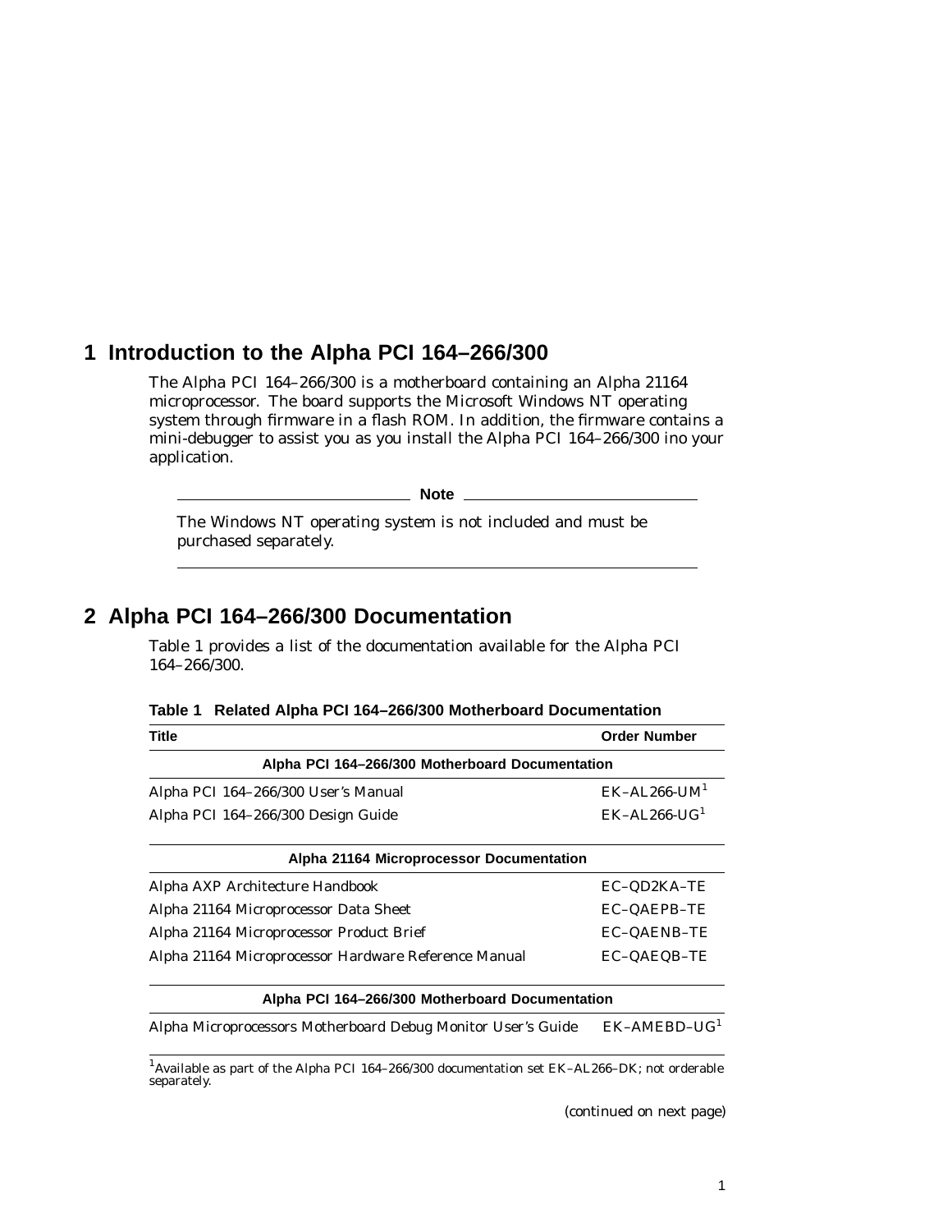# 1 Introduction to the Alpha PCI 164–266/300

The Alpha PCI 164–266/300 is a motherboard containing an Alpha 21164 microprocessor. The board supports the Microsoft Windows NT operating system through firmware in a flash ROM. In addition, the firmware contains a mini-debugger to assist you as you install the Alpha PCI 164–266/300 ino your application.

**Note**

The Windows NT operating system is not included and must be purchased separately.

# 2 Alpha PCI 164–266/300 Documentation

Table 1 provides a list of the documentation available for the Alpha PCI 164–266/300.

**Table 1 Related Alpha PCI 164–266/300 Motherboard Documentation**

| Title | Order Number |
|---|---|
| **Alpha PCI 164–266/300 Motherboard Documentation** | |
| Alpha PCI 164–266/300 User's Manual | EK–AL266-UM[1] |
| Alpha PCI 164–266/300 Design Guide | EK–AL266-UG[1] |
| **Alpha 21164 Microprocessor Documentation** | |
| Alpha AXP Architecture Handbook | EC–QD2KA–TE |
| Alpha 21164 Microprocessor Data Sheet | EC–QAEPB–TE |
| Alpha 21164 Microprocessor Product Brief | EC–QAENB–TE |
| Alpha 21164 Microprocessor Hardware Reference Manual | EC–QAEQB–TE |
| **Alpha PCI 164–266/300 Motherboard Documentation** | |
| Alpha Microprocessors Motherboard Debug Monitor User's Guide | EK–AMEBD–UG[1] |

[1]Available as part of the Alpha PCI 164–266/300 documentation set EK–AL266–DK; not orderable separately.

(continued on next page)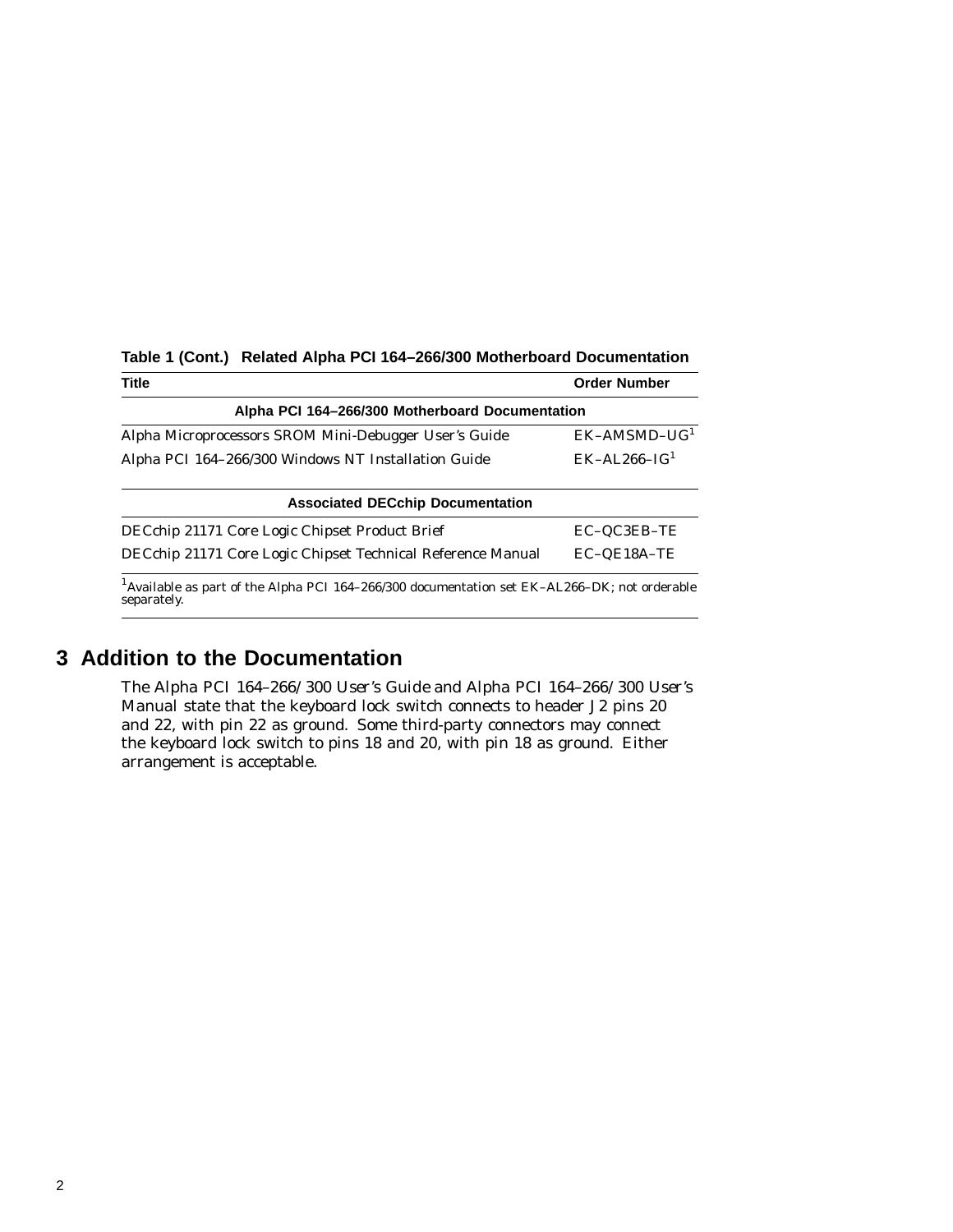**Table 1 (Cont.) Related Alpha PCI 164–266/300 Motherboard Documentation**

| Title | Order Number |
|---|---|
| **Alpha PCI 164–266/300 Motherboard Documentation** | |
| Alpha Microprocessors SROM Mini-Debugger User's Guide | EK–AMSMD–UG[1] |
| Alpha PCI 164–266/300 Windows NT Installation Guide | EK–AL266–IG[1] |
| **Associated DECchip Documentation** | |
| DECchip 21171 Core Logic Chipset Product Brief | EC–QC3EB–TE |
| DECchip 21171 Core Logic Chipset Technical Reference Manual | EC–QE18A–TE |

[1]Available as part of the Alpha PCI 164–266/300 documentation set EK–AL266–DK; not orderable separately.

## 3 Addition to the Documentation

The *Alpha PCI 164–266/300 User's Guide* and *Alpha PCI 164–266/300 User's Manual* state that the keyboard lock switch connects to header J2 pins 20 and 22, with pin 22 as ground. Some third-party connectors may connect the keyboard lock switch to pins 18 and 20, with pin 18 as ground. Either arrangement is acceptable.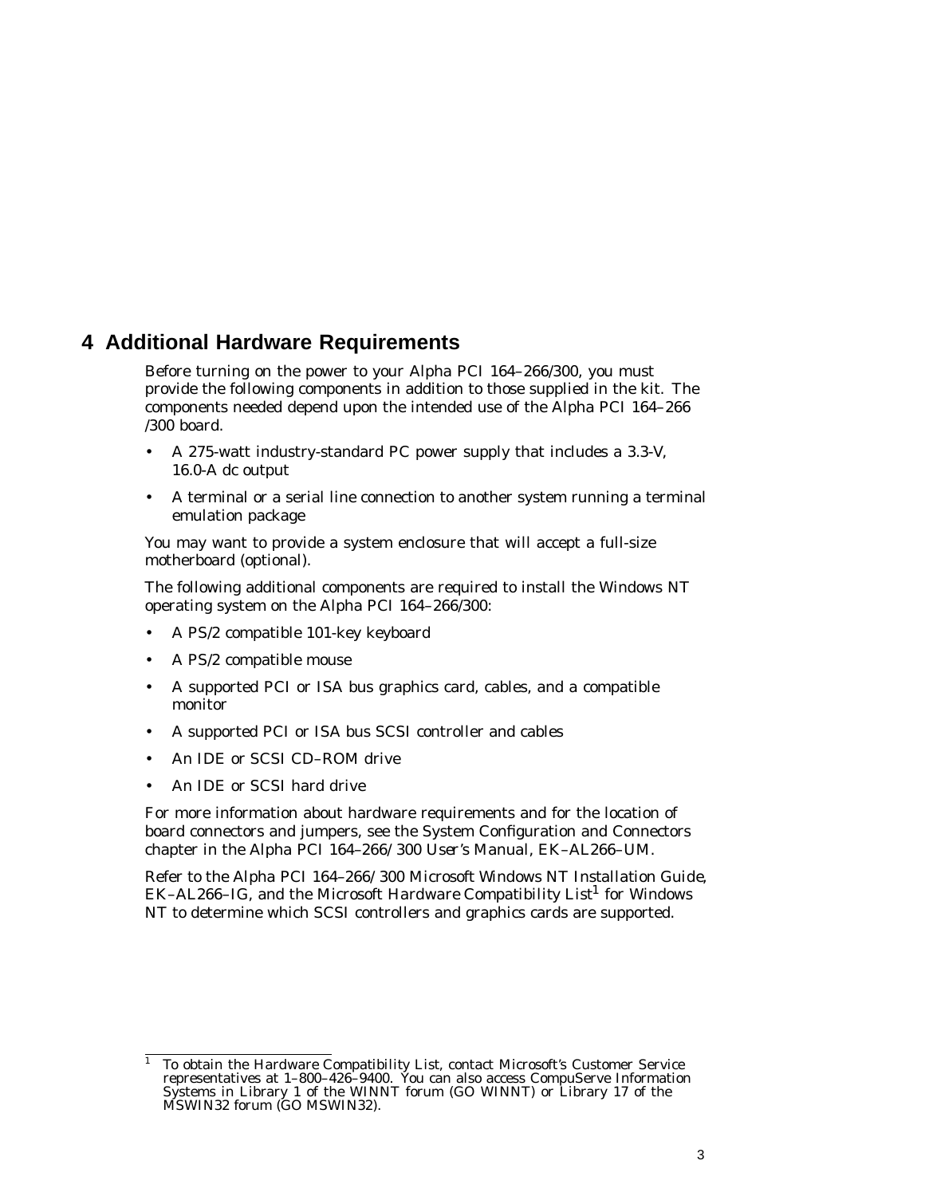## 4 Additional Hardware Requirements

Before turning on the power to your Alpha PCI 164–266/300, you must provide the following components in addition to those supplied in the kit. The components needed depend upon the intended use of the Alpha PCI 164–266 /300 board.

- A 275-watt industry-standard PC power supply that includes a 3.3-V, 16.0-A dc output
- A terminal or a serial line connection to another system running a terminal emulation package

You may want to provide a system enclosure that will accept a full-size motherboard (optional).

The following additional components are required to install the Windows NT operating system on the Alpha PCI 164–266/300:

- A PS/2 compatible 101-key keyboard
- A PS/2 compatible mouse
- A supported PCI or ISA bus graphics card, cables, and a compatible monitor
- A supported PCI or ISA bus SCSI controller and cables
- An IDE or SCSI CD–ROM drive
- An IDE or SCSI hard drive

For more information about hardware requirements and for the location of board connectors and jumpers, see the System Configuration and Connectors chapter in the *Alpha PCI 164–266/300 User's Manual*, EK–AL266–UM.

Refer to the *Alpha PCI 164–266/300 Microsoft Windows NT Installation Guide*, EK–AL266–IG, and the Microsoft *Hardware Compatibility List*[1] for Windows NT to determine which SCSI controllers and graphics cards are supported.

---

[1] To obtain the Hardware Compatibility List, contact Microsoft's Customer Service representatives at 1–800–426–9400. You can also access CompuServe Information Systems in Library 1 of the WINNT forum (GO WINNT) or Library 17 of the MSWIN32 forum (GO MSWIN32).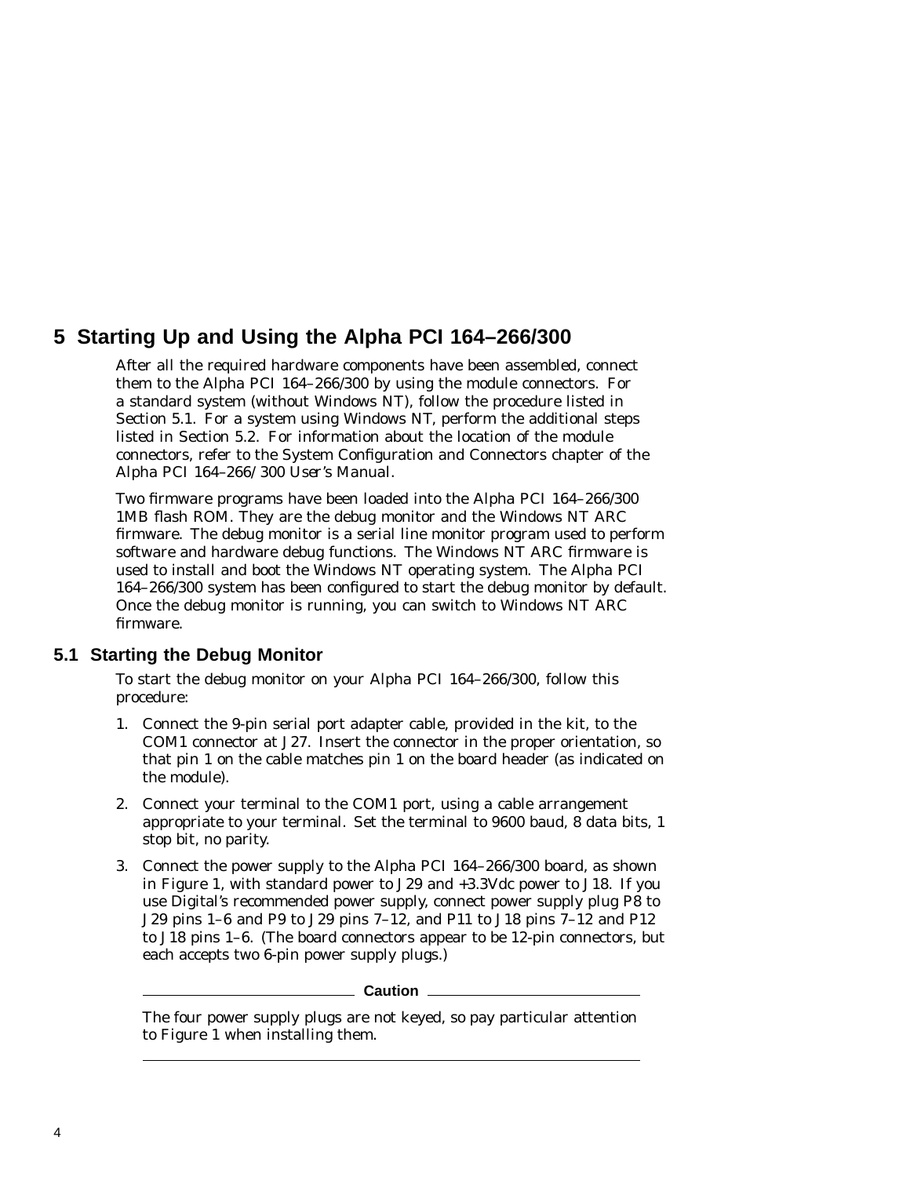# 5 Starting Up and Using the Alpha PCI 164–266/300

After all the required hardware components have been assembled, connect them to the Alpha PCI 164–266/300 by using the module connectors. For a standard system (without Windows NT), follow the procedure listed in Section 5.1. For a system using Windows NT, perform the additional steps listed in Section 5.2. For information about the location of the module connectors, refer to the System Configuration and Connectors chapter of the *Alpha PCI 164–266/ 300 User's Manual*.

Two firmware programs have been loaded into the Alpha PCI 164–266/300 1MB flash ROM. They are the debug monitor and the Windows NT ARC firmware. The debug monitor is a serial line monitor program used to perform software and hardware debug functions. The Windows NT ARC firmware is used to install and boot the Windows NT operating system. The Alpha PCI 164–266/300 system has been configured to start the debug monitor by default. Once the debug monitor is running, you can switch to Windows NT ARC firmware.

## 5.1 Starting the Debug Monitor

To start the debug monitor on your Alpha PCI 164–266/300, follow this procedure:

1. Connect the 9-pin serial port adapter cable, provided in the kit, to the COM1 connector at J27. Insert the connector in the proper orientation, so that pin 1 on the cable matches pin 1 on the board header (as indicated on the module).
2. Connect your terminal to the COM1 port, using a cable arrangement appropriate to your terminal. Set the terminal to 9600 baud, 8 data bits, 1 stop bit, no parity.
3. Connect the power supply to the Alpha PCI 164–266/300 board, as shown in Figure 1, with standard power to J29 and +3.3Vdc power to J18. If you use Digital's recommended power supply, connect power supply plug P8 to J29 pins 1–6 and P9 to J29 pins 7–12, and P11 to J18 pins 7–12 and P12 to J18 pins 1–6. (The board connectors appear to be 12-pin connectors, but each accepts two 6-pin power supply plugs.)

**Caution**

The four power supply plugs are not keyed, so pay particular attention to Figure 1 when installing them.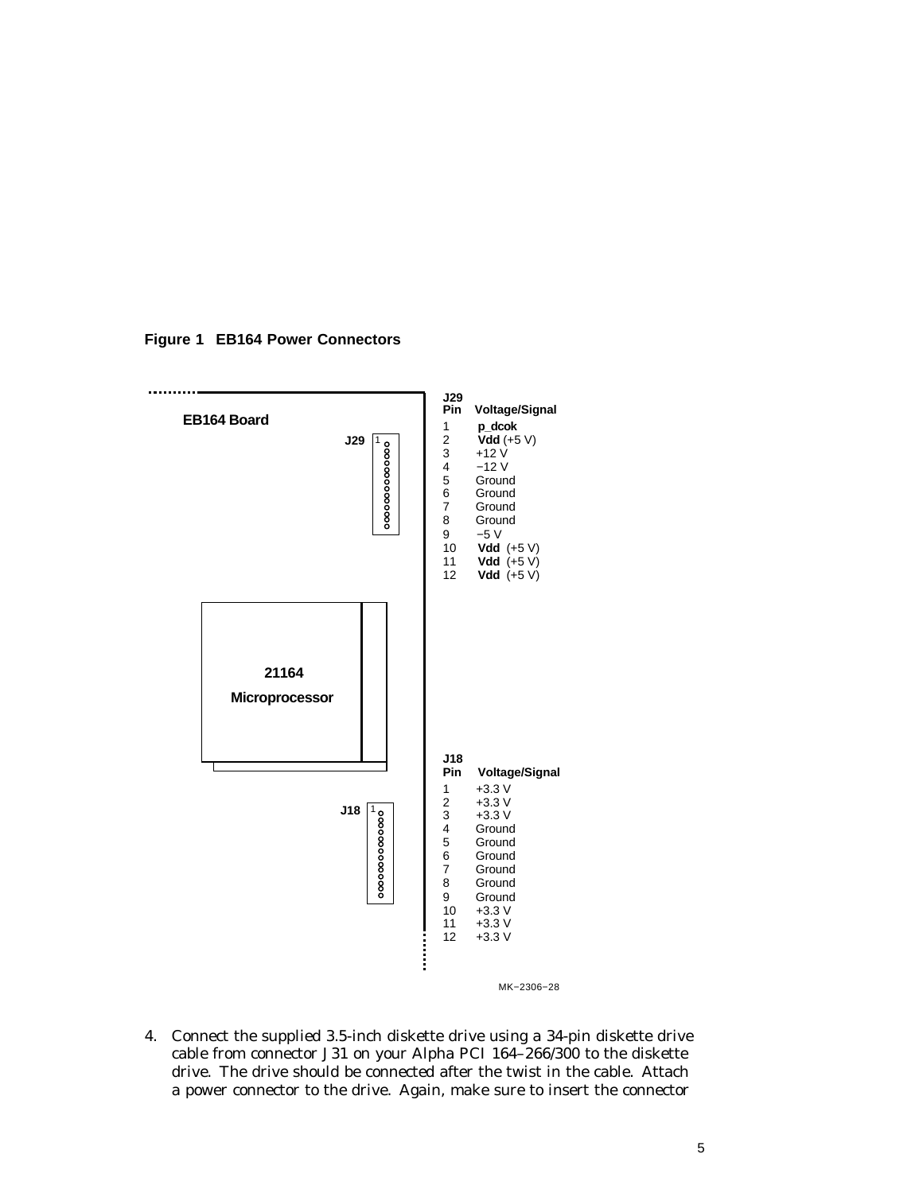**Figure 1 EB164 Power Connectors**

EB164 Board

J29

| J29 Pin | Voltage/Signal |
|---|---|
| 1 | **p_dcok** |
| 2 | **Vdd** (+5 V) |
| 3 | +12 V |
| 4 | −12 V |
| 5 | Ground |
| 6 | Ground |
| 7 | Ground |
| 8 | Ground |
| 9 | −5 V |
| 10 | **Vdd** (+5 V) |
| 11 | **Vdd** (+5 V) |
| 12 | **Vdd** (+5 V) |

21164 Microprocessor

J18

| J18 Pin | Voltage/Signal |
|---|---|
| 1 | +3.3 V |
| 2 | +3.3 V |
| 3 | +3.3 V |
| 4 | Ground |
| 5 | Ground |
| 6 | Ground |
| 7 | Ground |
| 8 | Ground |
| 9 | Ground |
| 10 | +3.3 V |
| 11 | +3.3 V |
| 12 | +3.3 V |

MK−2306−28

4. Connect the supplied 3.5-inch diskette drive using a 34-pin diskette drive cable from connector J31 on your Alpha PCI 164–266/300 to the diskette drive. The drive should be connected after the twist in the cable. Attach a power connector to the drive. Again, make sure to insert the connector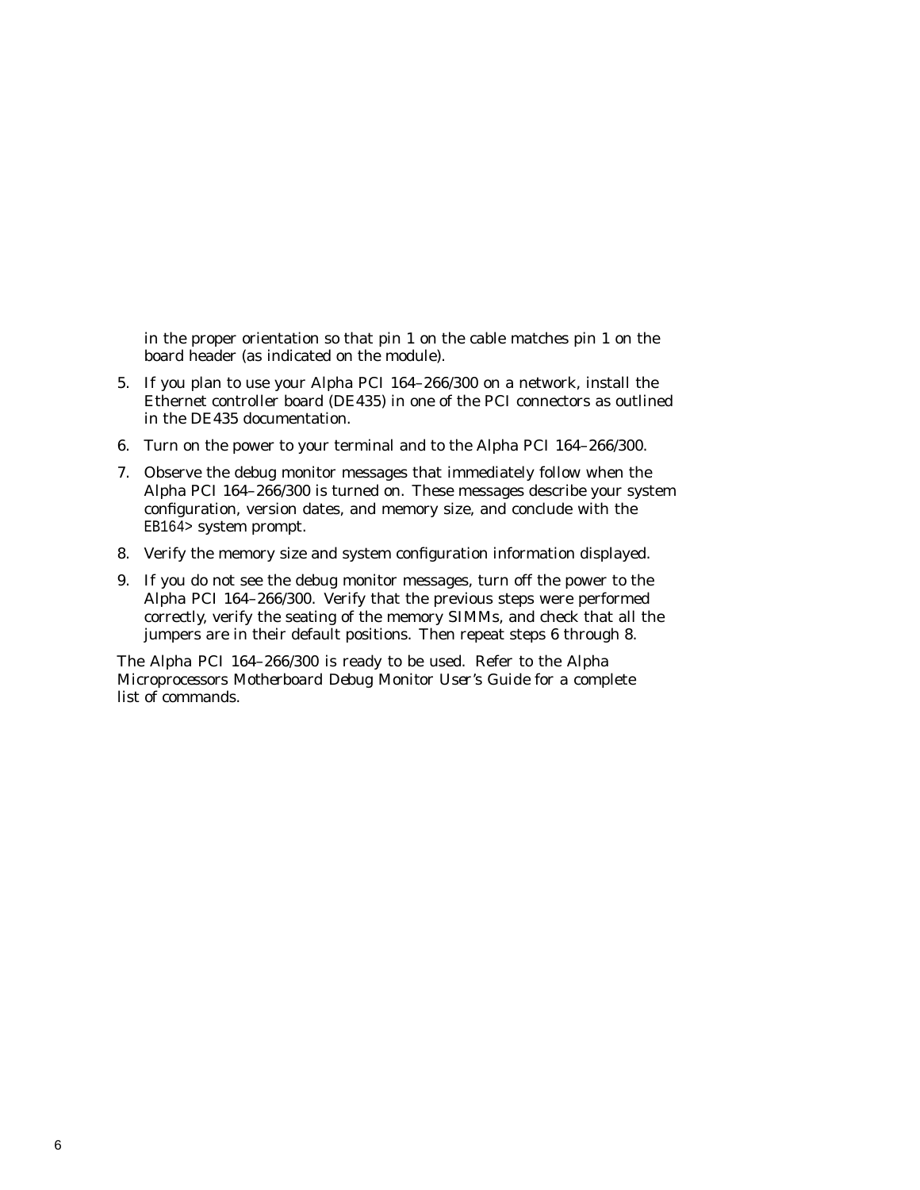in the proper orientation so that pin 1 on the cable matches pin 1 on the board header (as indicated on the module).

5. If you plan to use your Alpha PCI 164–266/300 on a network, install the Ethernet controller board (DE435) in one of the PCI connectors as outlined in the DE435 documentation.
6. Turn on the power to your terminal and to the Alpha PCI 164–266/300.
7. Observe the debug monitor messages that immediately follow when the Alpha PCI 164–266/300 is turned on. These messages describe your system configuration, version dates, and memory size, and conclude with the `EB164>` system prompt.
8. Verify the memory size and system configuration information displayed.
9. If you do not see the debug monitor messages, turn off the power to the Alpha PCI 164–266/300. Verify that the previous steps were performed correctly, verify the seating of the memory SIMMs, and check that all the jumpers are in their default positions. Then repeat steps 6 through 8.

The Alpha PCI 164–266/300 is ready to be used. Refer to the *Alpha Microprocessors Motherboard Debug Monitor User's Guide* for a complete list of commands.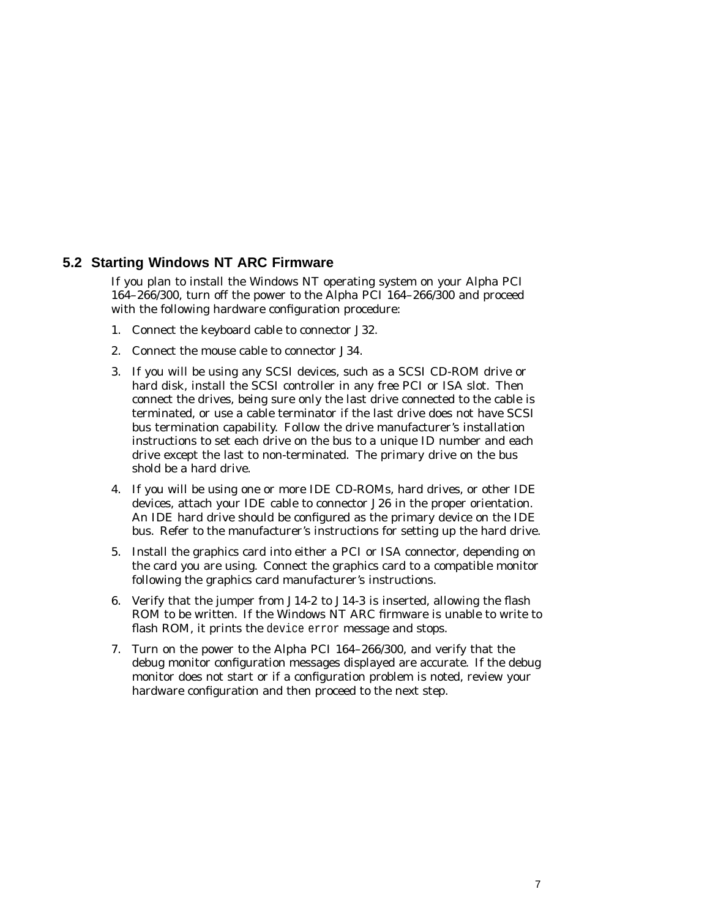## 5.2 Starting Windows NT ARC Firmware

If you plan to install the Windows NT operating system on your Alpha PCI 164–266/300, turn off the power to the Alpha PCI 164–266/300 and proceed with the following hardware configuration procedure:

1. Connect the keyboard cable to connector J32.
2. Connect the mouse cable to connector J34.
3. If you will be using any SCSI devices, such as a SCSI CD-ROM drive or hard disk, install the SCSI controller in any free PCI or ISA slot. Then connect the drives, being sure only the last drive connected to the cable is terminated, or use a cable terminator if the last drive does not have SCSI bus termination capability. Follow the drive manufacturer's installation instructions to set each drive on the bus to a unique ID number and each drive except the last to non-terminated. The primary drive on the bus shold be a hard drive.
4. If you will be using one or more IDE CD-ROMs, hard drives, or other IDE devices, attach your IDE cable to connector J26 in the proper orientation. An IDE hard drive should be configured as the primary device on the IDE bus. Refer to the manufacturer's instructions for setting up the hard drive.
5. Install the graphics card into either a PCI or ISA connector, depending on the card you are using. Connect the graphics card to a compatible monitor following the graphics card manufacturer's instructions.
6. Verify that the jumper from J14-2 to J14-3 is inserted, allowing the flash ROM to be written. If the Windows NT ARC firmware is unable to write to flash ROM, it prints the `device error` message and stops.
7. Turn on the power to the Alpha PCI 164–266/300, and verify that the debug monitor configuration messages displayed are accurate. If the debug monitor does not start or if a configuration problem is noted, review your hardware configuration and then proceed to the next step.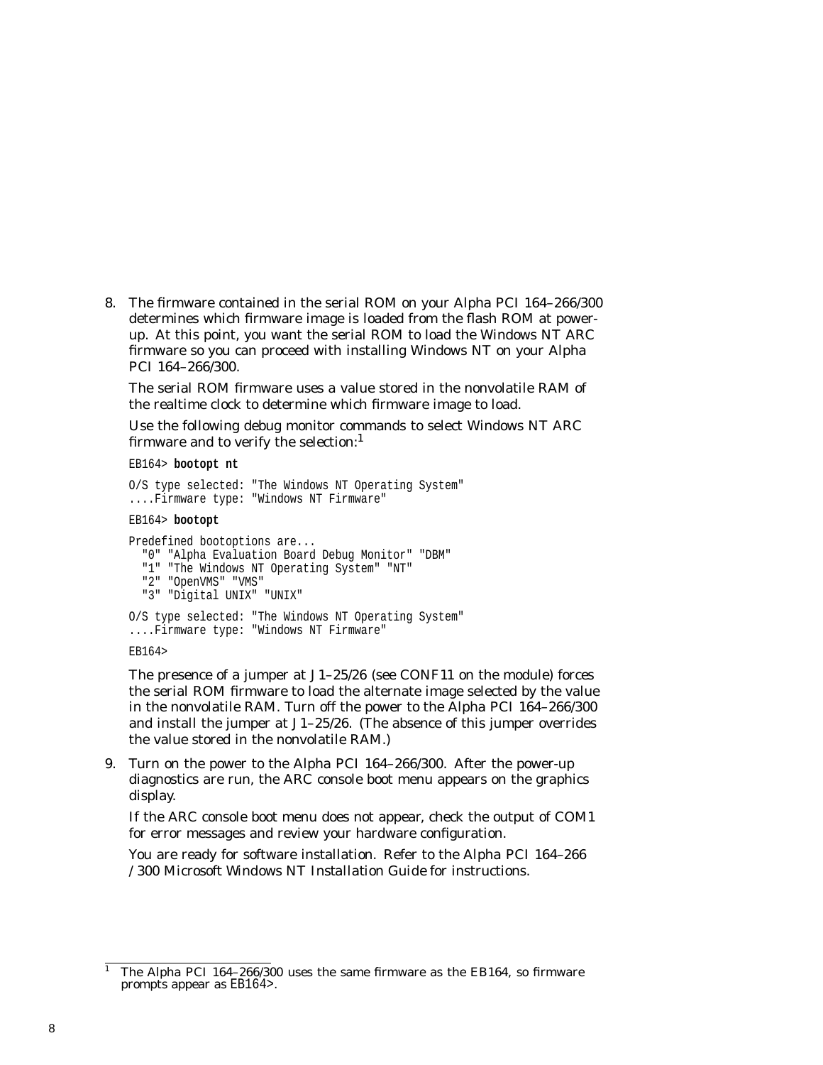8. The firmware contained in the serial ROM on your Alpha PCI 164–266/300 determines which firmware image is loaded from the flash ROM at power-up. At this point, you want the serial ROM to load the Windows NT ARC firmware so you can proceed with installing Windows NT on your Alpha PCI 164–266/300.

   The serial ROM firmware uses a value stored in the nonvolatile RAM of the realtime clock to determine which firmware image to load.

   Use the following debug monitor commands to select Windows NT ARC firmware and to verify the selection:[1]

   ```
   EB164> bootopt nt

   O/S type selected: "The Windows NT Operating System"
   ....Firmware type: "Windows NT Firmware"

   EB164> bootopt

   Predefined bootoptions are...
     "0" "Alpha Evaluation Board Debug Monitor" "DBM"
     "1" "The Windows NT Operating System" "NT"
     "2" "OpenVMS" "VMS"
     "3" "Digital UNIX" "UNIX"

   O/S type selected: "The Windows NT Operating System"
   ....Firmware type: "Windows NT Firmware"

   EB164>
   ```

   The presence of a jumper at J1–25/26 (see CONF11 on the module) forces the serial ROM firmware to load the alternate image selected by the value in the nonvolatile RAM. Turn off the power to the Alpha PCI 164–266/300 and install the jumper at J1–25/26. (The absence of this jumper overrides the value stored in the nonvolatile RAM.)

9. Turn on the power to the Alpha PCI 164–266/300. After the power-up diagnostics are run, the ARC console boot menu appears on the graphics display.

   If the ARC console boot menu does not appear, check the output of COM1 for error messages and review your hardware configuration.

   You are ready for software installation. Refer to the *Alpha PCI 164–266 /300 Microsoft Windows NT Installation Guide* for instructions.

---

[1] The Alpha PCI 164–266/300 uses the same firmware as the EB164, so firmware prompts appear as `EB164>`.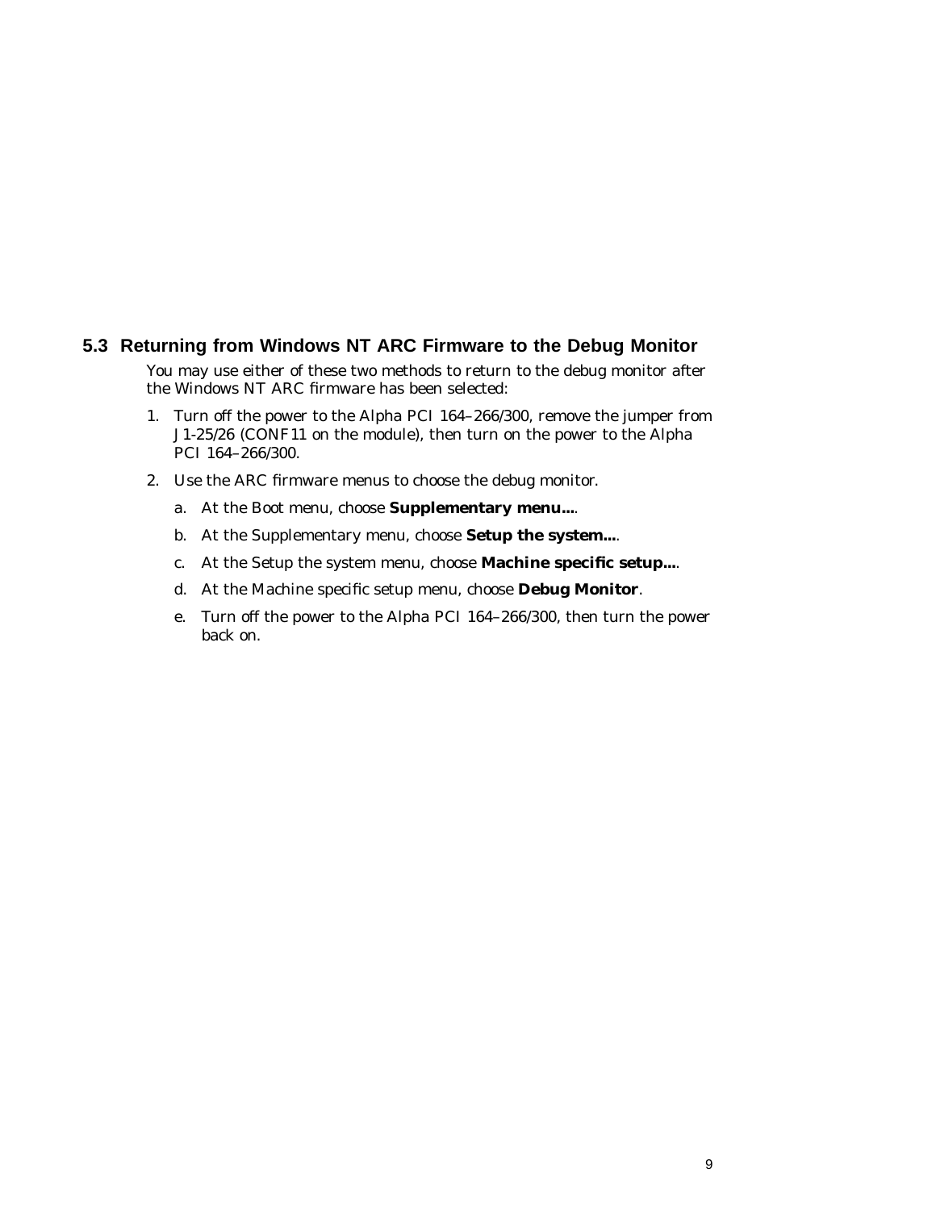## 5.3 Returning from Windows NT ARC Firmware to the Debug Monitor

You may use either of these two methods to return to the debug monitor after the Windows NT ARC firmware has been selected:

1. Turn off the power to the Alpha PCI 164–266/300, remove the jumper from J1-25/26 (CONF11 on the module), then turn on the power to the Alpha PCI 164–266/300.
2. Use the ARC firmware menus to choose the debug monitor.
   a. At the Boot menu, choose **Supplementary menu...**.
   b. At the Supplementary menu, choose **Setup the system...**.
   c. At the Setup the system menu, choose **Machine specific setup...**.
   d. At the Machine specific setup menu, choose **Debug Monitor**.
   e. Turn off the power to the Alpha PCI 164–266/300, then turn the power back on.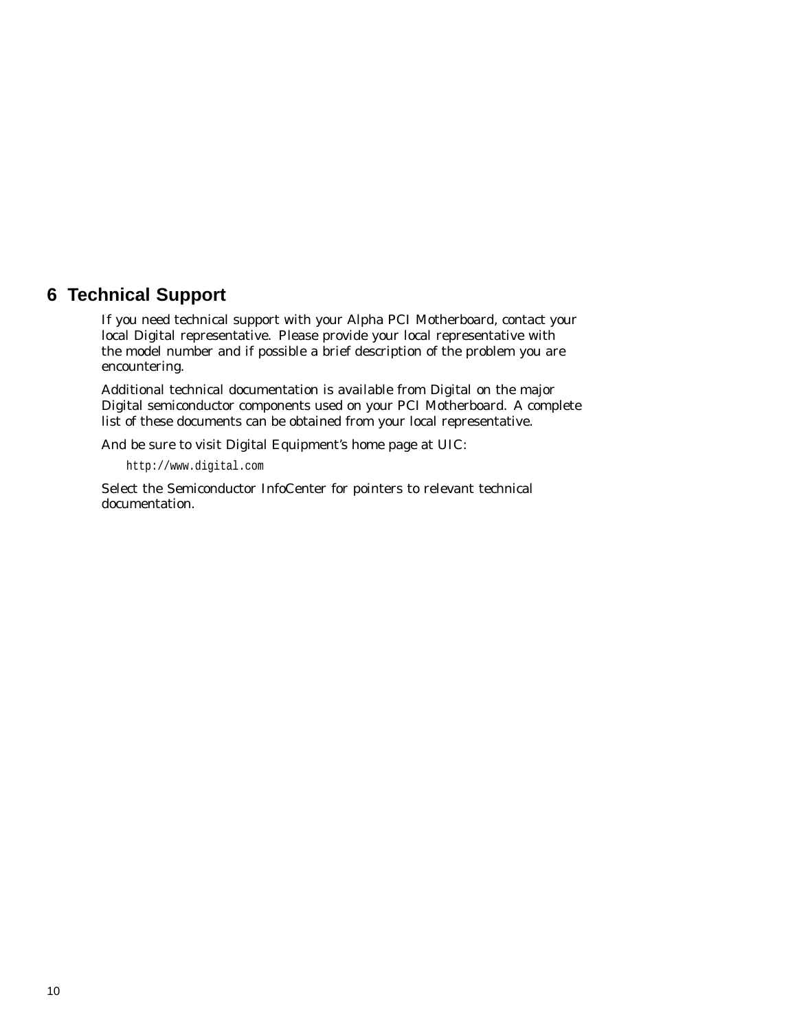# 6 Technical Support

If you need technical support with your Alpha PCI Motherboard, contact your local Digital representative. Please provide your local representative with the model number and if possible a brief description of the problem you are encountering.

Additional technical documentation is available from Digital on the major Digital semiconductor components used on your PCI Motherboard. A complete list of these documents can be obtained from your local representative.

And be sure to visit Digital Equipment's home page at UIC:

```
http://www.digital.com
```

Select the Semiconductor InfoCenter for pointers to relevant technical documentation.